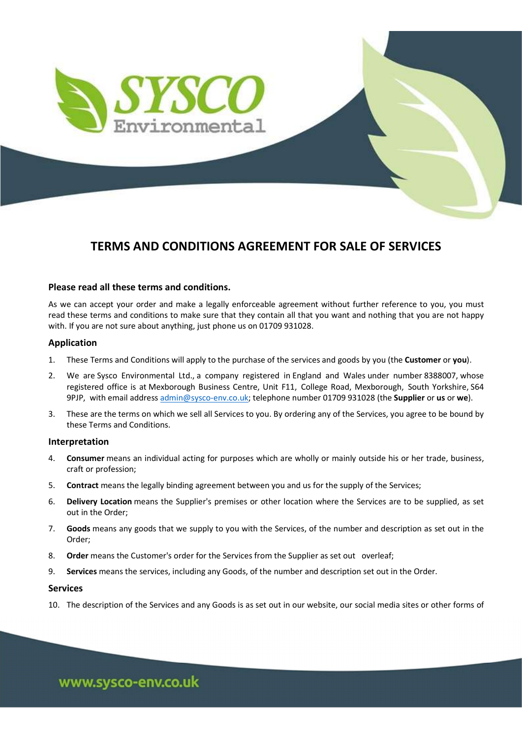# TERMS AND CONDITIONS AGREEMENT FOR SALE OF SERVICES

### Please read all these terms and conditions.

As we can accept your order and make a legally enforceable agreement without further reference to you, you must read these terms and conditions to make sure that they contain all that you want and nothing that you are not happy with. If you are not sure about anything, just phone us on 01709 931028.

### Application

1. These Terms and Conditions will apply to the purchase of the services and goods by you (the **Customer** or **you**).
2. We are Sysco Environmental Ltd., a company registered in England and Wales under number 8388007, whose registered office is at Mexborough Business Centre, Unit F11, College Road, Mexborough, South Yorkshire, S64 9PJP, with email address admin@sysco-env.co.uk; telephone number 01709 931028 (the **Supplier** or **us** or **we**).
3. These are the terms on which we sell all Services to you. By ordering any of the Services, you agree to be bound by these Terms and Conditions.

### Interpretation

4. **Consumer** means an individual acting for purposes which are wholly or mainly outside his or her trade, business, craft or profession;
5. **Contract** means the legally binding agreement between you and us for the supply of the Services;
6. **Delivery Location** means the Supplier's premises or other location where the Services are to be supplied, as set out in the Order;
7. **Goods** means any goods that we supply to you with the Services, of the number and description as set out in the Order;
8. **Order** means the Customer's order for the Services from the Supplier as set out overleaf;
9. **Services** means the services, including any Goods, of the number and description set out in the Order.

### Services

10. The description of the Services and any Goods is as set out in our website, our social media sites or other forms of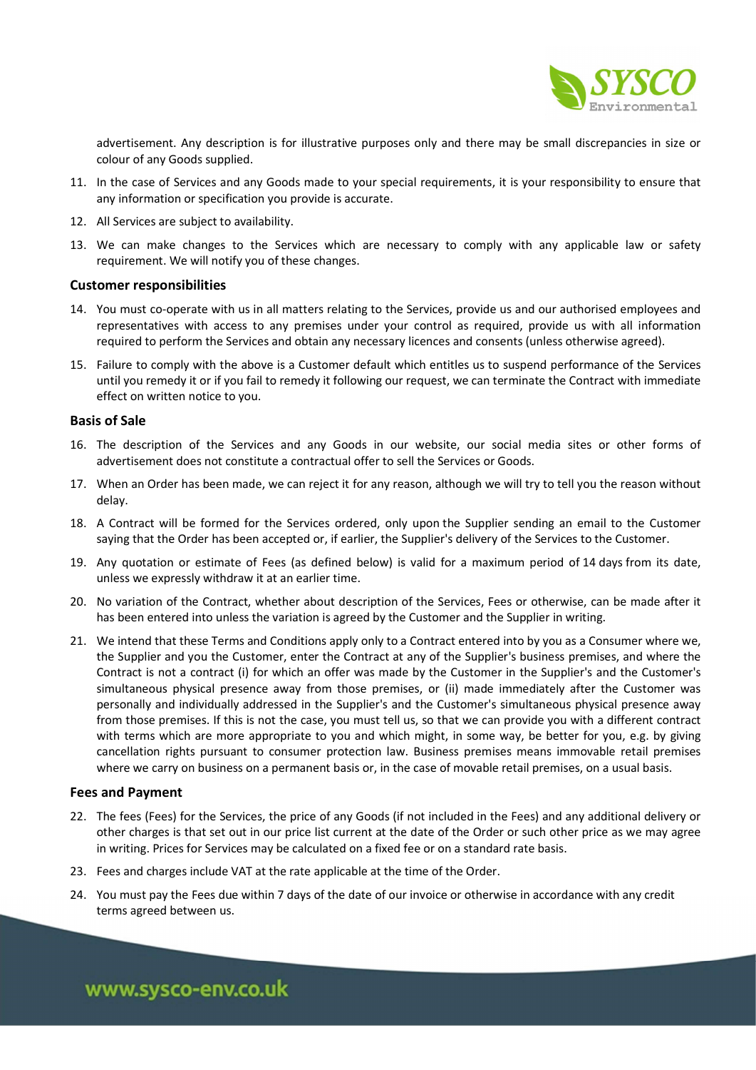advertisement. Any description is for illustrative purposes only and there may be small discrepancies in size or colour of any Goods supplied.

11. In the case of Services and any Goods made to your special requirements, it is your responsibility to ensure that any information or specification you provide is accurate.
12. All Services are subject to availability.
13. We can make changes to the Services which are necessary to comply with any applicable law or safety requirement. We will notify you of these changes.

### Customer responsibilities

14. You must co-operate with us in all matters relating to the Services, provide us and our authorised employees and representatives with access to any premises under your control as required, provide us with all information required to perform the Services and obtain any necessary licences and consents (unless otherwise agreed).
15. Failure to comply with the above is a Customer default which entitles us to suspend performance of the Services until you remedy it or if you fail to remedy it following our request, we can terminate the Contract with immediate effect on written notice to you.

### Basis of Sale

16. The description of the Services and any Goods in our website, our social media sites or other forms of advertisement does not constitute a contractual offer to sell the Services or Goods.
17. When an Order has been made, we can reject it for any reason, although we will try to tell you the reason without delay.
18. A Contract will be formed for the Services ordered, only upon the Supplier sending an email to the Customer saying that the Order has been accepted or, if earlier, the Supplier's delivery of the Services to the Customer.
19. Any quotation or estimate of Fees (as defined below) is valid for a maximum period of 14 days from its date, unless we expressly withdraw it at an earlier time.
20. No variation of the Contract, whether about description of the Services, Fees or otherwise, can be made after it has been entered into unless the variation is agreed by the Customer and the Supplier in writing.
21. We intend that these Terms and Conditions apply only to a Contract entered into by you as a Consumer where we, the Supplier and you the Customer, enter the Contract at any of the Supplier's business premises, and where the Contract is not a contract (i) for which an offer was made by the Customer in the Supplier's and the Customer's simultaneous physical presence away from those premises, or (ii) made immediately after the Customer was personally and individually addressed in the Supplier's and the Customer's simultaneous physical presence away from those premises. If this is not the case, you must tell us, so that we can provide you with a different contract with terms which are more appropriate to you and which might, in some way, be better for you, e.g. by giving cancellation rights pursuant to consumer protection law. Business premises means immovable retail premises where we carry on business on a permanent basis or, in the case of movable retail premises, on a usual basis.

### Fees and Payment

22. The fees (Fees) for the Services, the price of any Goods (if not included in the Fees) and any additional delivery or other charges is that set out in our price list current at the date of the Order or such other price as we may agree in writing. Prices for Services may be calculated on a fixed fee or on a standard rate basis.
23. Fees and charges include VAT at the rate applicable at the time of the Order.
24. You must pay the Fees due within 7 days of the date of our invoice or otherwise in accordance with any credit terms agreed between us.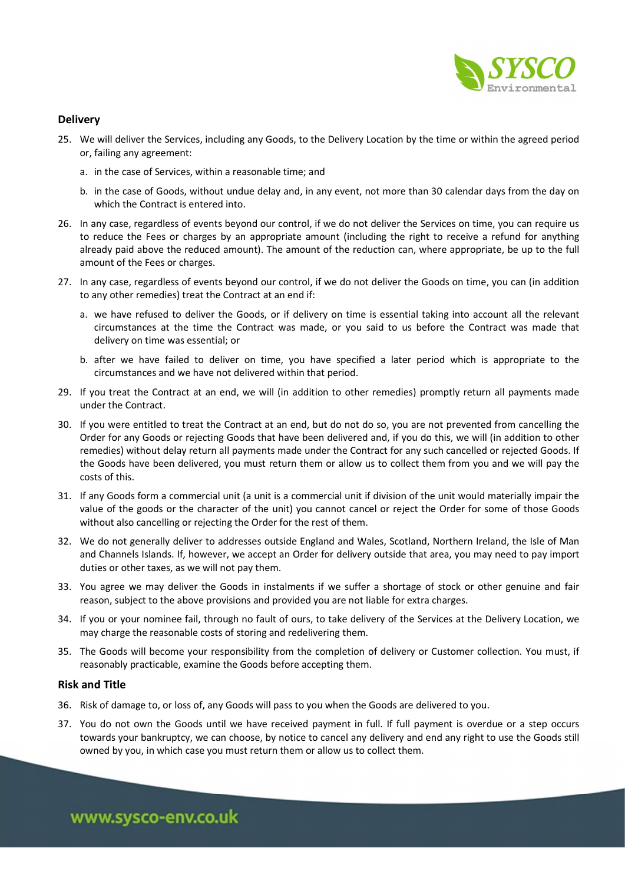## Delivery

25. We will deliver the Services, including any Goods, to the Delivery Location by the time or within the agreed period or, failing any agreement:

    a. in the case of Services, within a reasonable time; and

    b. in the case of Goods, without undue delay and, in any event, not more than 30 calendar days from the day on which the Contract is entered into.

26. In any case, regardless of events beyond our control, if we do not deliver the Services on time, you can require us to reduce the Fees or charges by an appropriate amount (including the right to receive a refund for anything already paid above the reduced amount). The amount of the reduction can, where appropriate, be up to the full amount of the Fees or charges.

27. In any case, regardless of events beyond our control, if we do not deliver the Goods on time, you can (in addition to any other remedies) treat the Contract at an end if:

    a. we have refused to deliver the Goods, or if delivery on time is essential taking into account all the relevant circumstances at the time the Contract was made, or you said to us before the Contract was made that delivery on time was essential; or

    b. after we have failed to deliver on time, you have specified a later period which is appropriate to the circumstances and we have not delivered within that period.

29. If you treat the Contract at an end, we will (in addition to other remedies) promptly return all payments made under the Contract.

30. If you were entitled to treat the Contract at an end, but do not do so, you are not prevented from cancelling the Order for any Goods or rejecting Goods that have been delivered and, if you do this, we will (in addition to other remedies) without delay return all payments made under the Contract for any such cancelled or rejected Goods. If the Goods have been delivered, you must return them or allow us to collect them from you and we will pay the costs of this.

31. If any Goods form a commercial unit (a unit is a commercial unit if division of the unit would materially impair the value of the goods or the character of the unit) you cannot cancel or reject the Order for some of those Goods without also cancelling or rejecting the Order for the rest of them.

32. We do not generally deliver to addresses outside England and Wales, Scotland, Northern Ireland, the Isle of Man and Channels Islands. If, however, we accept an Order for delivery outside that area, you may need to pay import duties or other taxes, as we will not pay them.

33. You agree we may deliver the Goods in instalments if we suffer a shortage of stock or other genuine and fair reason, subject to the above provisions and provided you are not liable for extra charges.

34. If you or your nominee fail, through no fault of ours, to take delivery of the Services at the Delivery Location, we may charge the reasonable costs of storing and redelivering them.

35. The Goods will become your responsibility from the completion of delivery or Customer collection. You must, if reasonably practicable, examine the Goods before accepting them.

## Risk and Title

36. Risk of damage to, or loss of, any Goods will pass to you when the Goods are delivered to you.

37. You do not own the Goods until we have received payment in full. If full payment is overdue or a step occurs towards your bankruptcy, we can choose, by notice to cancel any delivery and end any right to use the Goods still owned by you, in which case you must return them or allow us to collect them.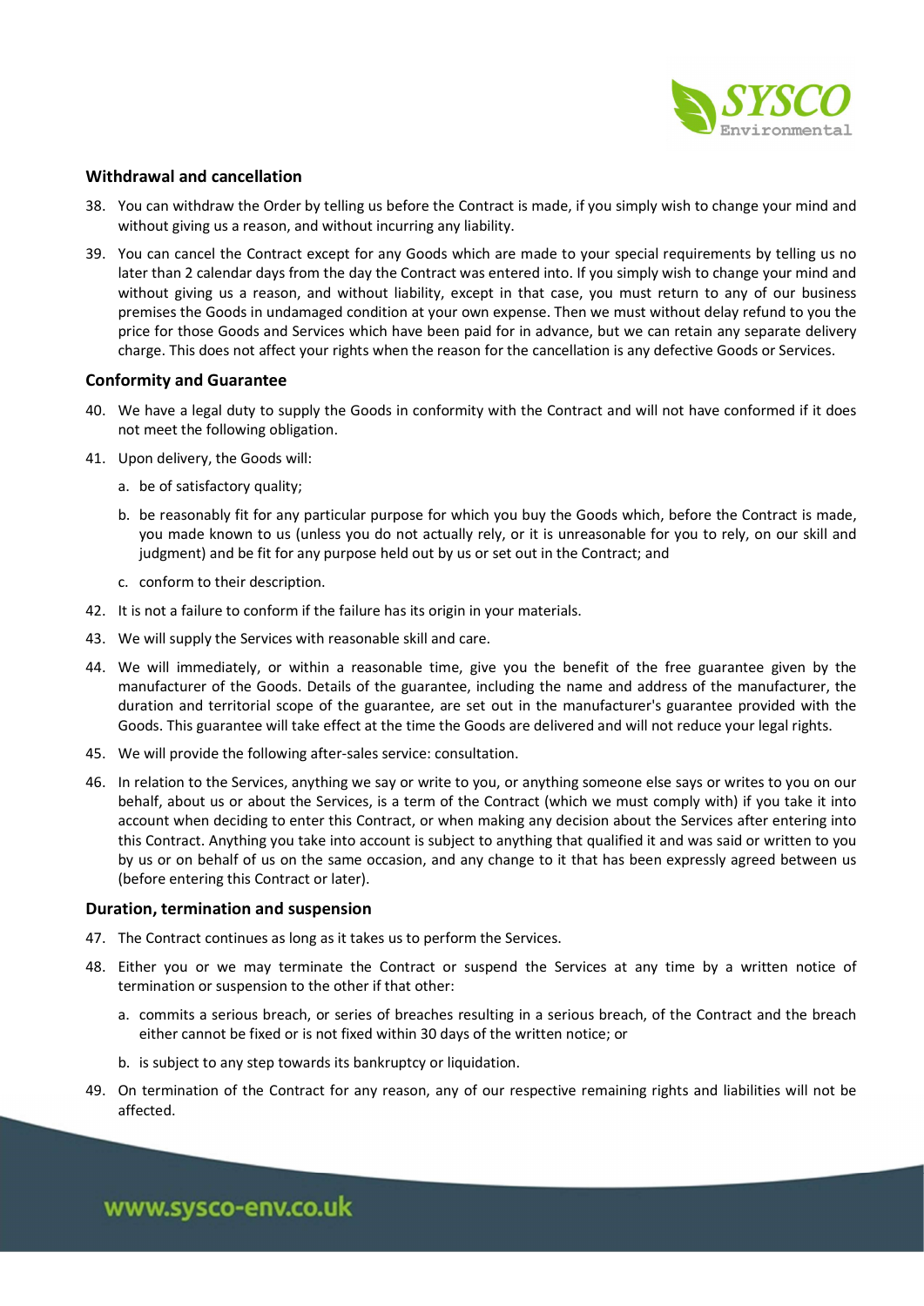## Withdrawal and cancellation

38. You can withdraw the Order by telling us before the Contract is made, if you simply wish to change your mind and without giving us a reason, and without incurring any liability.
39. You can cancel the Contract except for any Goods which are made to your special requirements by telling us no later than 2 calendar days from the day the Contract was entered into. If you simply wish to change your mind and without giving us a reason, and without liability, except in that case, you must return to any of our business premises the Goods in undamaged condition at your own expense. Then we must without delay refund to you the price for those Goods and Services which have been paid for in advance, but we can retain any separate delivery charge. This does not affect your rights when the reason for the cancellation is any defective Goods or Services.

## Conformity and Guarantee

40. We have a legal duty to supply the Goods in conformity with the Contract and will not have conformed if it does not meet the following obligation.
41. Upon delivery, the Goods will:
    a. be of satisfactory quality;
    b. be reasonably fit for any particular purpose for which you buy the Goods which, before the Contract is made, you made known to us (unless you do not actually rely, or it is unreasonable for you to rely, on our skill and judgment) and be fit for any purpose held out by us or set out in the Contract; and
    c. conform to their description.
42. It is not a failure to conform if the failure has its origin in your materials.
43. We will supply the Services with reasonable skill and care.
44. We will immediately, or within a reasonable time, give you the benefit of the free guarantee given by the manufacturer of the Goods. Details of the guarantee, including the name and address of the manufacturer, the duration and territorial scope of the guarantee, are set out in the manufacturer's guarantee provided with the Goods. This guarantee will take effect at the time the Goods are delivered and will not reduce your legal rights.
45. We will provide the following after-sales service: consultation.
46. In relation to the Services, anything we say or write to you, or anything someone else says or writes to you on our behalf, about us or about the Services, is a term of the Contract (which we must comply with) if you take it into account when deciding to enter this Contract, or when making any decision about the Services after entering into this Contract. Anything you take into account is subject to anything that qualified it and was said or written to you by us or on behalf of us on the same occasion, and any change to it that has been expressly agreed between us (before entering this Contract or later).

## Duration, termination and suspension

47. The Contract continues as long as it takes us to perform the Services.
48. Either you or we may terminate the Contract or suspend the Services at any time by a written notice of termination or suspension to the other if that other:
    a. commits a serious breach, or series of breaches resulting in a serious breach, of the Contract and the breach either cannot be fixed or is not fixed within 30 days of the written notice; or
    b. is subject to any step towards its bankruptcy or liquidation.
49. On termination of the Contract for any reason, any of our respective remaining rights and liabilities will not be affected.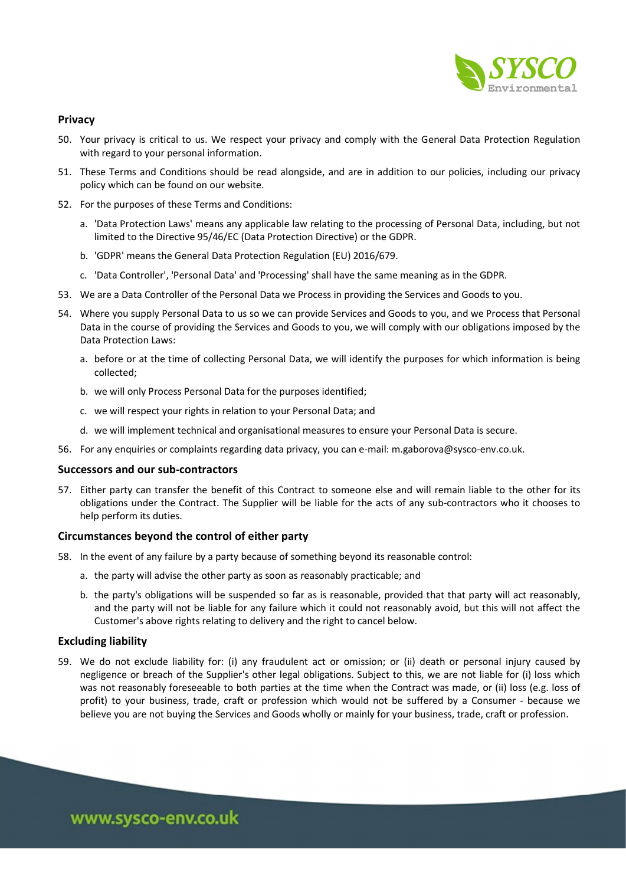## Privacy

50. Your privacy is critical to us. We respect your privacy and comply with the General Data Protection Regulation with regard to your personal information.

51. These Terms and Conditions should be read alongside, and are in addition to our policies, including our privacy policy which can be found on our website.

52. For the purposes of these Terms and Conditions:

    a. 'Data Protection Laws' means any applicable law relating to the processing of Personal Data, including, but not limited to the Directive 95/46/EC (Data Protection Directive) or the GDPR.

    b. 'GDPR' means the General Data Protection Regulation (EU) 2016/679.

    c. 'Data Controller', 'Personal Data' and 'Processing' shall have the same meaning as in the GDPR.

53. We are a Data Controller of the Personal Data we Process in providing the Services and Goods to you.

54. Where you supply Personal Data to us so we can provide Services and Goods to you, and we Process that Personal Data in the course of providing the Services and Goods to you, we will comply with our obligations imposed by the Data Protection Laws:

    a. before or at the time of collecting Personal Data, we will identify the purposes for which information is being collected;

    b. we will only Process Personal Data for the purposes identified;

    c. we will respect your rights in relation to your Personal Data; and

    d. we will implement technical and organisational measures to ensure your Personal Data is secure.

56. For any enquiries or complaints regarding data privacy, you can e-mail: m.gaborova@sysco-env.co.uk.

## Successors and our sub-contractors

57. Either party can transfer the benefit of this Contract to someone else and will remain liable to the other for its obligations under the Contract. The Supplier will be liable for the acts of any sub-contractors who it chooses to help perform its duties.

## Circumstances beyond the control of either party

58. In the event of any failure by a party because of something beyond its reasonable control:

    a. the party will advise the other party as soon as reasonably practicable; and

    b. the party's obligations will be suspended so far as is reasonable, provided that that party will act reasonably, and the party will not be liable for any failure which it could not reasonably avoid, but this will not affect the Customer's above rights relating to delivery and the right to cancel below.

## Excluding liability

59. We do not exclude liability for: (i) any fraudulent act or omission; or (ii) death or personal injury caused by negligence or breach of the Supplier's other legal obligations. Subject to this, we are not liable for (i) loss which was not reasonably foreseeable to both parties at the time when the Contract was made, or (ii) loss (e.g. loss of profit) to your business, trade, craft or profession which would not be suffered by a Consumer - because we believe you are not buying the Services and Goods wholly or mainly for your business, trade, craft or profession.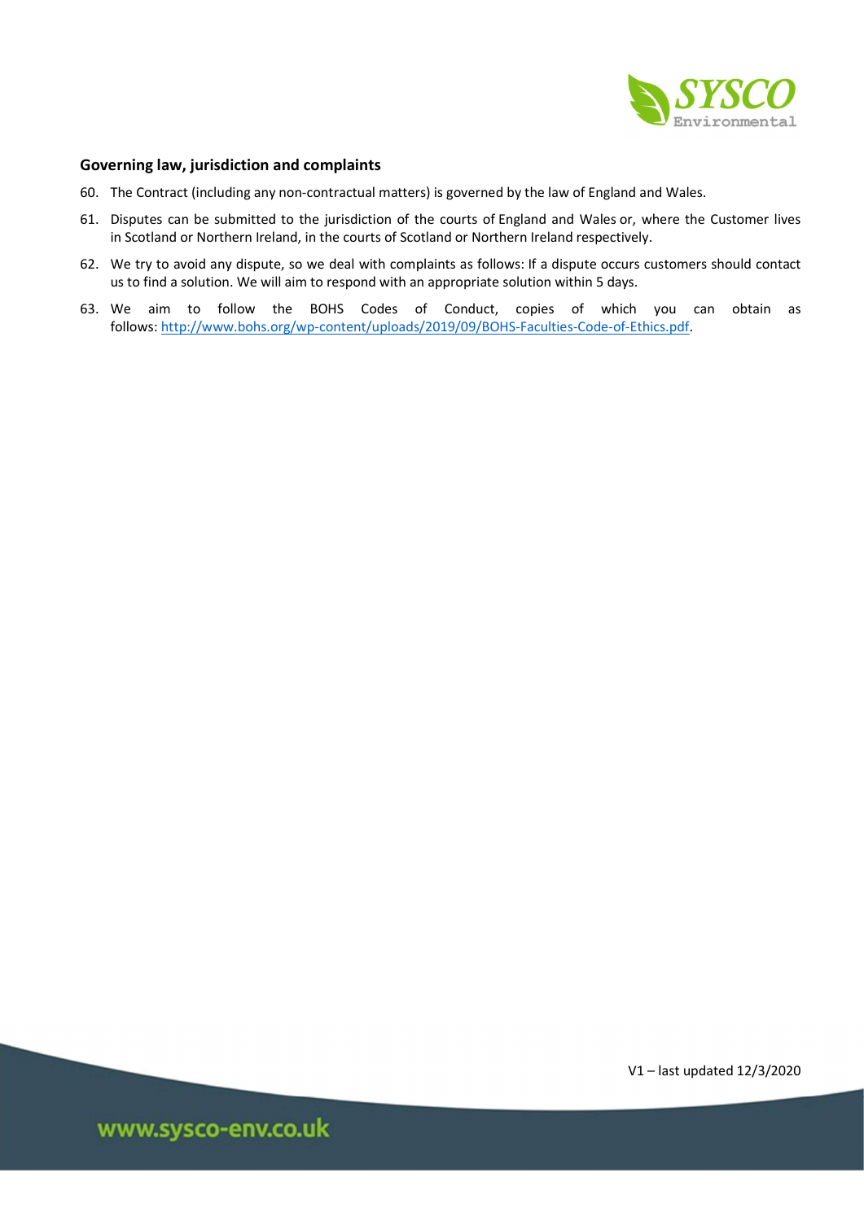## Governing law, jurisdiction and complaints

60. The Contract (including any non-contractual matters) is governed by the law of England and Wales.
61. Disputes can be submitted to the jurisdiction of the courts of England and Wales or, where the Customer lives in Scotland or Northern Ireland, in the courts of Scotland or Northern Ireland respectively.
62. We try to avoid any dispute, so we deal with complaints as follows: If a dispute occurs customers should contact us to find a solution. We will aim to respond with an appropriate solution within 5 days.
63. We aim to follow the BOHS Codes of Conduct, copies of which you can obtain as follows: http://www.bohs.org/wp-content/uploads/2019/09/BOHS-Faculties-Code-of-Ethics.pdf.

V1 – last updated 12/3/2020